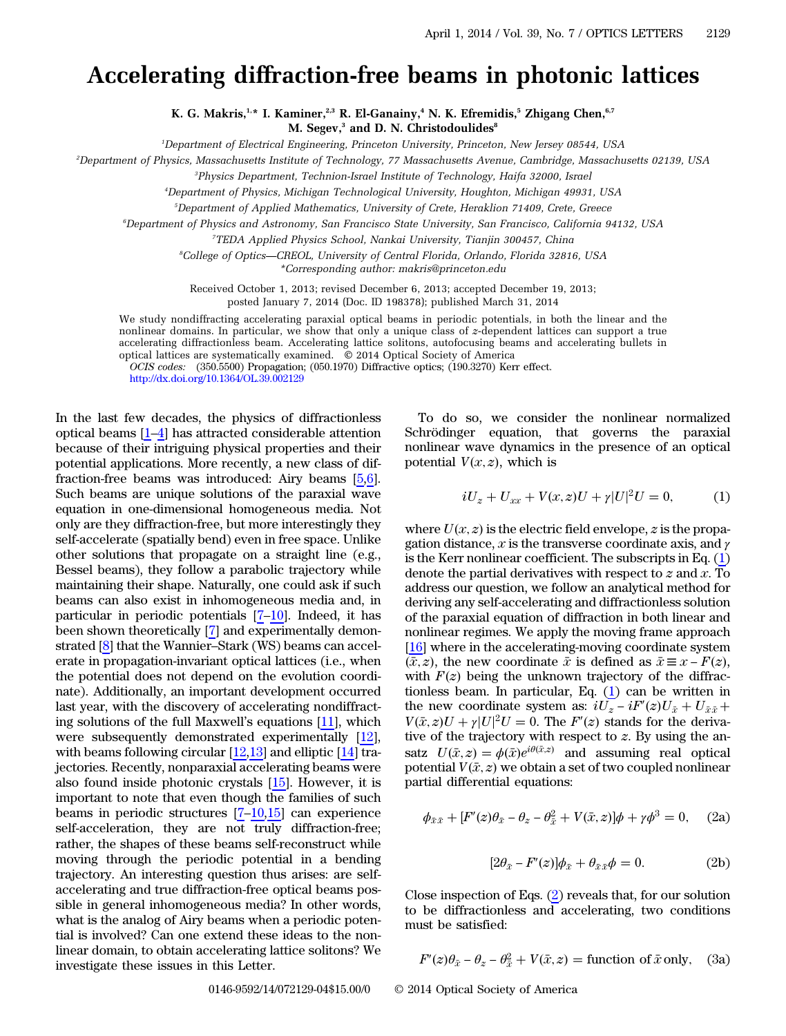# Accelerating diffraction-free beams in photonic lattices

K. G. Makris,[1,*] I. Kaminer,[2,3] R. El-Ganainy,[4] N. K. Efremidis,[5] Zhigang Chen,[6,7] M. Segev,[3] and D. N. Christodoulides[8]

[1]Department of Electrical Engineering, Princeton University, Princeton, New Jersey 08544, USA

[2]Department of Physics, Massachusetts Institute of Technology, 77 Massachusetts Avenue, Cambridge, Massachusetts 02139, USA

[3]Physics Department, Technion-Israel Institute of Technology, Haifa 32000, Israel

[4]Department of Physics, Michigan Technological University, Houghton, Michigan 49931, USA

[5]Department of Applied Mathematics, University of Crete, Heraklion 71409, Crete, Greece

[6]Department of Physics and Astronomy, San Francisco State University, San Francisco, California 94132, USA

[7]TEDA Applied Physics School, Nankai University, Tianjin 300457, China

[8]College of Optics—CREOL, University of Central Florida, Orlando, Florida 32816, USA

*Corresponding author: makris@princeton.edu

Received October 1, 2013; revised December 6, 2013; accepted December 19, 2013; posted January 7, 2014 (Doc. ID 198378); published March 31, 2014

We study nondiffracting accelerating paraxial optical beams in periodic potentials, in both the linear and the nonlinear domains. In particular, we show that only a unique class of $z$-dependent lattices can support a true accelerating diffractionless beam. Accelerating lattice solitons, autofocusing beams and accelerating bullets in optical lattices are systematically examined. © 2014 Optical Society of America

*OCIS codes:* (350.5500) Propagation; (050.1970) Diffractive optics; (190.3270) Kerr effect.

http://dx.doi.org/10.1364/OL.39.002129

In the last few decades, the physics of diffractionless optical beams [1–4] has attracted considerable attention because of their intriguing physical properties and their potential applications. More recently, a new class of diffraction-free beams was introduced: Airy beams [5,6]. Such beams are unique solutions of the paraxial wave equation in one-dimensional homogeneous media. Not only are they diffraction-free, but more interestingly they self-accelerate (spatially bend) even in free space. Unlike other solutions that propagate on a straight line (e.g., Bessel beams), they follow a parabolic trajectory while maintaining their shape. Naturally, one could ask if such beams can also exist in inhomogeneous media and, in particular in periodic potentials [7–10]. Indeed, it has been shown theoretically [7] and experimentally demonstrated [8] that the Wannier–Stark (WS) beams can accelerate in propagation-invariant optical lattices (i.e., when the potential does not depend on the evolution coordinate). Additionally, an important development occurred last year, with the discovery of accelerating nondiffracting solutions of the full Maxwell's equations [11], which were subsequently demonstrated experimentally [12], with beams following circular [12,13] and elliptic [14] trajectories. Recently, nonparaxial accelerating beams were also found inside photonic crystals [15]. However, it is important to note that even though the families of such beams in periodic structures [7–10,15] can experience self-acceleration, they are not truly diffraction-free; rather, the shapes of these beams self-reconstruct while moving through the periodic potential in a bending trajectory. An interesting question thus arises: are self-accelerating and true diffraction-free optical beams possible in general inhomogeneous media? In other words, what is the analog of Airy beams when a periodic potential is involved? Can one extend these ideas to the nonlinear domain, to obtain accelerating lattice solitons? We investigate these issues in this Letter.

To do so, we consider the nonlinear normalized Schrödinger equation, that governs the paraxial nonlinear wave dynamics in the presence of an optical potential $V(x,z)$, which is

$$iU_z + U_{xx} + V(x,z)U + \gamma|U|^2U = 0, \tag{1}$$

where $U(x,z)$ is the electric field envelope, $z$ is the propagation distance, $x$ is the transverse coordinate axis, and $\gamma$ is the Kerr nonlinear coefficient. The subscripts in Eq. (1) denote the partial derivatives with respect to $z$ and $x$. To address our question, we follow an analytical method for deriving any self-accelerating and diffractionless solution of the paraxial equation of diffraction in both linear and nonlinear regimes. We apply the moving frame approach [16] where in the accelerating-moving coordinate system $(\bar{x}, z)$, the new coordinate $\bar{x}$ is defined as $\bar{x} \equiv x - F(z)$, with $F(z)$ being the unknown trajectory of the diffractionless beam. In particular, Eq. (1) can be written in the new coordinate system as: $iU_z - iF'(z)U_{\bar{x}} + U_{\bar{x}\bar{x}} + V(\bar{x},z)U + \gamma|U|^2U = 0$. The $F'(z)$ stands for the derivative of the trajectory with respect to $z$. By using the ansatz $U(\bar{x},z) = \phi(\bar{x})e^{i\theta(\bar{x},z)}$ and assuming real optical potential $V(\bar{x},z)$ we obtain a set of two coupled nonlinear partial differential equations:

$$\phi_{\bar{x}\bar{x}} + [F'(z)\theta_{\bar{x}} - \theta_z - \theta_{\bar{x}}^2 + V(\bar{x},z)]\phi + \gamma\phi^3 = 0, \tag{2a}$$

$$[2\theta_{\bar{x}} - F'(z)]\phi_{\bar{x}} + \theta_{\bar{x}\bar{x}}\phi = 0. \tag{2b}$$

Close inspection of Eqs. (2) reveals that, for our solution to be diffractionless and accelerating, two conditions must be satisfied:

$$F'(z)\theta_{\bar{x}} - \theta_z - \theta_{\bar{x}}^2 + V(\bar{x},z) = \text{function of } \bar{x} \text{ only}, \tag{3a}$$

0146-9592/14/072129-04$15.00/0 © 2014 Optical Society of America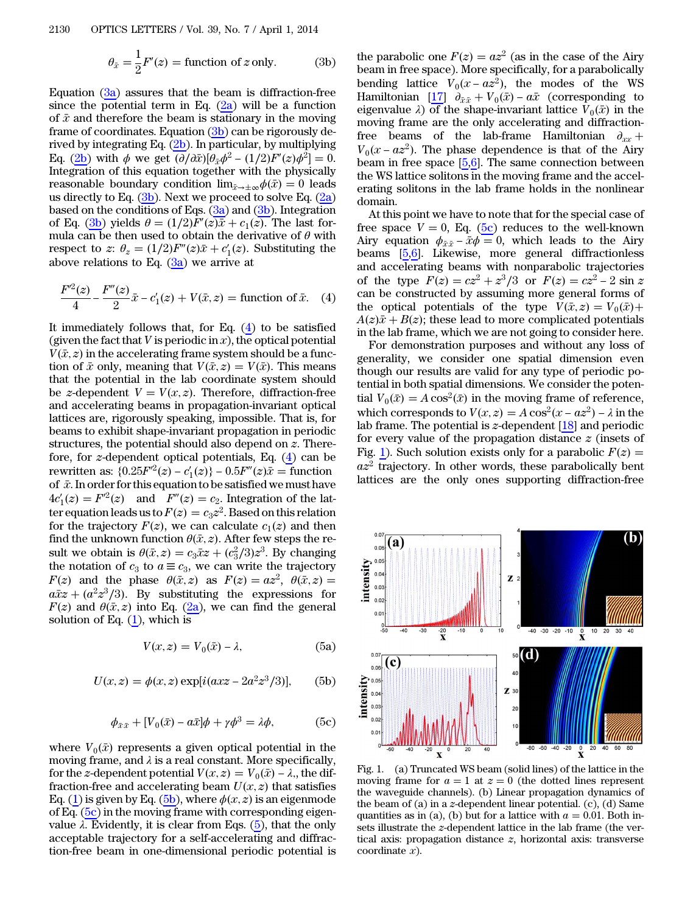$$\theta_{\bar{x}} = \frac{1}{2}F'(z) = \text{function of } z \text{ only.} \tag{3b}$$

Equation (3a) assures that the beam is diffraction-free since the potential term in Eq. (2a) will be a function of $\bar{x}$ and therefore the beam is stationary in the moving frame of coordinates. Equation (3b) can be rigorously derived by integrating Eq. (2b). In particular, by multiplying Eq. (2b) with $\phi$ we get $(\partial/\partial\bar{x})[\theta_{\bar{x}}\phi^2 - (1/2)F'(z)\phi^2] = 0$. Integration of this equation together with the physically reasonable boundary condition $\lim_{\bar{x}\to\pm\infty}\phi(\bar{x}) = 0$ leads us directly to Eq. (3b). Next we proceed to solve Eq. (2a) based on the conditions of Eqs. (3a) and (3b). Integration of Eq. (3b) yields $\theta = (1/2)F'(z)\bar{x} + c_1(z)$. The last formula can be then used to obtain the derivative of $\theta$ with respect to $z$: $\theta_z = (1/2)F''(z)\bar{x} + c_1'(z)$. Substituting the above relations to Eq. (3a) we arrive at

$$\frac{F'^2(z)}{4} - \frac{F''(z)}{2}\bar{x} - c_1'(z) + V(\bar{x}, z) = \text{function of } \bar{x}. \tag{4}$$

It immediately follows that, for Eq. (4) to be satisfied (given the fact that $V$ is periodic in $x$), the optical potential $V(\bar{x}, z)$ in the accelerating frame system should be a function of $\bar{x}$ only, meaning that $V(\bar{x}, z) = V(\bar{x})$. This means that the potential in the lab coordinate system should be $z$-dependent $V = V(x, z)$. Therefore, diffraction-free and accelerating beams in propagation-invariant optical lattices are, rigorously speaking, impossible. That is, for beams to exhibit shape-invariant propagation in periodic structures, the potential should also depend on $z$. Therefore, for $z$-dependent optical potentials, Eq. (4) can be rewritten as: $\{0.25F'^2(z) - c_1'(z)\} - 0.5F''(z)\bar{x} =$ function of $\bar{x}$. In order for this equation to be satisfied we must have $4c_1'(z) = F'^2(z)$ and $F''(z) = c_2$. Integration of the latter equation leads us to $F(z) = c_3 z^2$. Based on this relation for the trajectory $F(z)$, we can calculate $c_1(z)$ and then find the unknown function $\theta(\bar{x}, z)$. After few steps the result we obtain is $\theta(\bar{x}, z) = c_3\bar{x}z + (c_3^2/3)z^3$. By changing the notation of $c_3$ to $a \equiv c_3$, we can write the trajectory $F(z)$ and the phase $\theta(\bar{x}, z)$ as $F(z) = az^2$, $\theta(\bar{x}, z) = a\bar{x}z + (a^2z^3/3)$. By substituting the expressions for $F(z)$ and $\theta(\bar{x}, z)$ into Eq. (2a), we can find the general solution of Eq. (1), which is

$$V(x, z) = V_0(\bar{x}) - \lambda, \tag{5a}$$

$$U(x, z) = \phi(x, z)\exp[i(axz - 2a^2z^3/3)], \tag{5b}$$

$$\phi_{\bar{x}\bar{x}} + [V_0(\bar{x}) - a\bar{x}]\phi + \gamma\phi^3 = \lambda\phi, \tag{5c}$$

where $V_0(\bar{x})$ represents a given optical potential in the moving frame, and $\lambda$ is a real constant. More specifically, for the $z$-dependent potential $V(x, z) = V_0(\bar{x}) - \lambda$,, the diffraction-free and accelerating beam $U(x, z)$ that satisfies Eq. (1) is given by Eq. (5b), where $\phi(x, z)$ is an eigenmode of Eq. (5c) in the moving frame with corresponding eigenvalue $\lambda$. Evidently, it is clear from Eqs. (5), that the only acceptable trajectory for a self-accelerating and diffraction-free beam in one-dimensional periodic potential is the parabolic one $F(z) = az^2$ (as in the case of the Airy beam in free space). More specifically, for a parabolically bending lattice $V_0(x - az^2)$, the modes of the WS Hamiltonian [17] $\partial_{\bar{x}\bar{x}} + V_0(\bar{x}) - a\bar{x}$ (corresponding to eigenvalue $\lambda$) of the shape-invariant lattice $V_0(\bar{x})$ in the moving frame are the only accelerating and diffraction-free beams of the lab-frame Hamiltonian $\partial_{xx} + V_0(x - az^2)$. The phase dependence is that of the Airy beam in free space [5,6]. The same connection between the WS lattice solitons in the moving frame and the accelerating solitons in the lab frame holds in the nonlinear domain.

At this point we have to note that for the special case of free space $V = 0$, Eq. (5c) reduces to the well-known Airy equation $\phi_{\bar{x}\bar{x}} - \bar{x}\phi = 0$, which leads to the Airy beams [5,6]. Likewise, more general diffractionless and accelerating beams with nonparabolic trajectories of the type $F(z) = cz^2 + z^3/3$ or $F(z) = cz^2 - 2\sin z$ can be constructed by assuming more general forms of the optical potentials of the type $V(\bar{x}, z) = V_0(\bar{x}) + A(z)\bar{x} + B(z)$; these lead to more complicated potentials in the lab frame, which we are not going to consider here.

For demonstration purposes and without any loss of generality, we consider one spatial dimension even though our results are valid for any type of periodic potential in both spatial dimensions. We consider the potential $V_0(\bar{x}) = A\cos^2(\bar{x})$ in the moving frame of reference, which corresponds to $V(x, z) = A\cos^2(x - az^2) - \lambda$ in the lab frame. The potential is $z$-dependent [18] and periodic for every value of the propagation distance $z$ (insets of Fig. 1). Such solution exists only for a parabolic $F(z) = az^2$ trajectory. In other words, these parabolically bent lattices are the only ones supporting diffraction-free

Fig. 1. (a) Truncated WS beam (solid lines) of the lattice in the moving frame for $a = 1$ at $z = 0$ (the dotted lines represent the waveguide channels). (b) Linear propagation dynamics of the beam of (a) in a $z$-dependent linear potential. (c), (d) Same quantities as in (a), (b) but for a lattice with $a = 0.01$. Both insets illustrate the $z$-dependent lattice in the lab frame (the vertical axis: propagation distance $z$, horizontal axis: transverse coordinate $x$).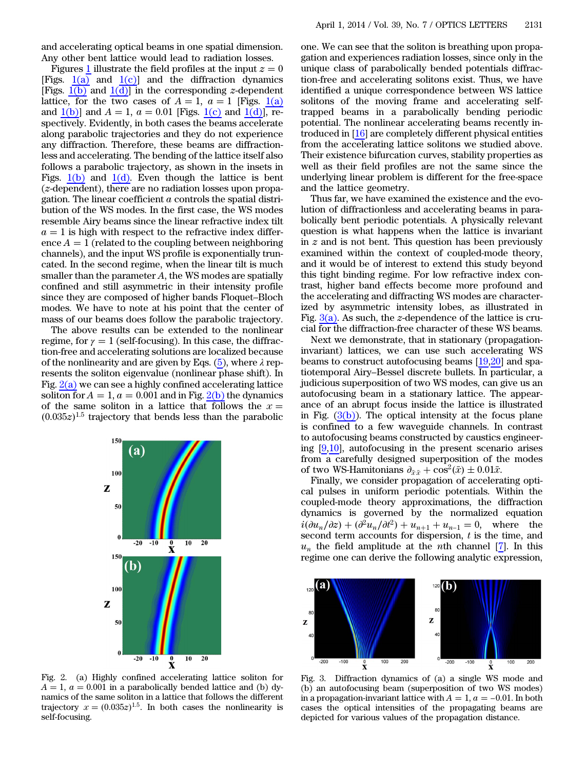and accelerating optical beams in one spatial dimension. Any other bent lattice would lead to radiation losses.

Figures 1 illustrate the field profiles at the input $z = 0$ [Figs. 1(a) and 1(c)] and the diffraction dynamics [Figs. 1(b) and 1(d)] in the corresponding $z$-dependent lattice, for the two cases of $A = 1$, $a = 1$ [Figs. 1(a) and 1(b)] and $A = 1$, $a = 0.01$ [Figs. 1(c) and 1(d)], respectively. Evidently, in both cases the beams accelerate along parabolic trajectories and they do not experience any diffraction. Therefore, these beams are diffractionless and accelerating. The bending of the lattice itself also follows a parabolic trajectory, as shown in the insets in Figs. 1(b) and 1(d). Even though the lattice is bent ($z$-dependent), there are no radiation losses upon propagation. The linear coefficient $a$ controls the spatial distribution of the WS modes. In the first case, the WS modes resemble Airy beams since the linear refractive index tilt $a = 1$ is high with respect to the refractive index difference $A = 1$ (related to the coupling between neighboring channels), and the input WS profile is exponentially truncated. In the second regime, when the linear tilt is much smaller than the parameter $A$, the WS modes are spatially confined and still asymmetric in their intensity profile since they are composed of higher bands Floquet–Bloch modes. We have to note at his point that the center of mass of our beams does follow the parabolic trajectory.

The above results can be extended to the nonlinear regime, for $\gamma = 1$ (self-focusing). In this case, the diffraction-free and accelerating solutions are localized because of the nonlinearity and are given by Eqs. (5), where $\lambda$ represents the soliton eigenvalue (nonlinear phase shift). In Fig. 2(a) we can see a highly confined accelerating lattice soliton for $A = 1$, $a = 0.001$ and in Fig. 2(b) the dynamics of the same soliton in a lattice that follows the $x = (0.035z)^{1.5}$ trajectory that bends less than the parabolic one. We can see that the soliton is breathing upon propagation and experiences radiation losses, since only in the unique class of parabolically bended potentials diffraction-free and accelerating solitons exist. Thus, we have identified a unique correspondence between WS lattice solitons of the moving frame and accelerating self-trapped beams in a parabolically bending periodic potential. The nonlinear accelerating beams recently introduced in [16] are completely different physical entities from the accelerating lattice solitons we studied above. Their existence bifurcation curves, stability properties as well as their field profiles are not the same since the underlying linear problem is different for the free-space and the lattice geometry.

Fig. 2. (a) Highly confined accelerating lattice soliton for $A = 1$, $a = 0.001$ in a parabolically bended lattice and (b) dynamics of the same soliton in a lattice that follows the different trajectory $x = (0.035z)^{1.5}$. In both cases the nonlinearity is self-focusing.

Thus far, we have examined the existence and the evolution of diffractionless and accelerating beams in parabolically bent periodic potentials. A physically relevant question is what happens when the lattice is invariant in $z$ and is not bent. This question has been previously examined within the context of coupled-mode theory, and it would be of interest to extend this study beyond this tight binding regime. For low refractive index contrast, higher band effects become more profound and the accelerating and diffracting WS modes are characterized by asymmetric intensity lobes, as illustrated in Fig. 3(a). As such, the $z$-dependence of the lattice is crucial for the diffraction-free character of these WS beams.

Next we demonstrate, that in stationary (propagation-invariant) lattices, we can use such accelerating WS beams to construct autofocusing beams [19,20] and spatiotemporal Airy–Bessel discrete bullets. In particular, a judicious superposition of two WS modes, can give us an autofocusing beam in a stationary lattice. The appearance of an abrupt focus inside the lattice is illustrated in Fig. (3(b)). The optical intensity at the focus plane is confined to a few waveguide channels. In contrast to autofocusing beams constructed by caustics engineering [9,10], autofocusing in the present scenario arises from a carefully designed superposition of the modes of two WS-Hamitonians $\partial_{\bar{x}\bar{x}} + \cos^2(\bar{x}) \pm 0.01\bar{x}$.

Finally, we consider propagation of accelerating optical pulses in uniform periodic potentials. Within the coupled-mode theory approximations, the diffraction dynamics is governed by the normalized equation $i(\partial u_n/\partial z) + (\partial^2 u_n/\partial t^2) + u_{n+1} + u_{n-1} = 0$, where the second term accounts for dispersion, $t$ is the time, and $u_n$ the field amplitude at the $n$th channel [7]. In this regime one can derive the following analytic expression,

Fig. 3. Diffraction dynamics of (a) a single WS mode and (b) an autofocusing beam (superposition of two WS modes) in a propagation-invariant lattice with $A = 1$, $a = -0.01$. In both cases the optical intensities of the propagating beams are depicted for various values of the propagation distance.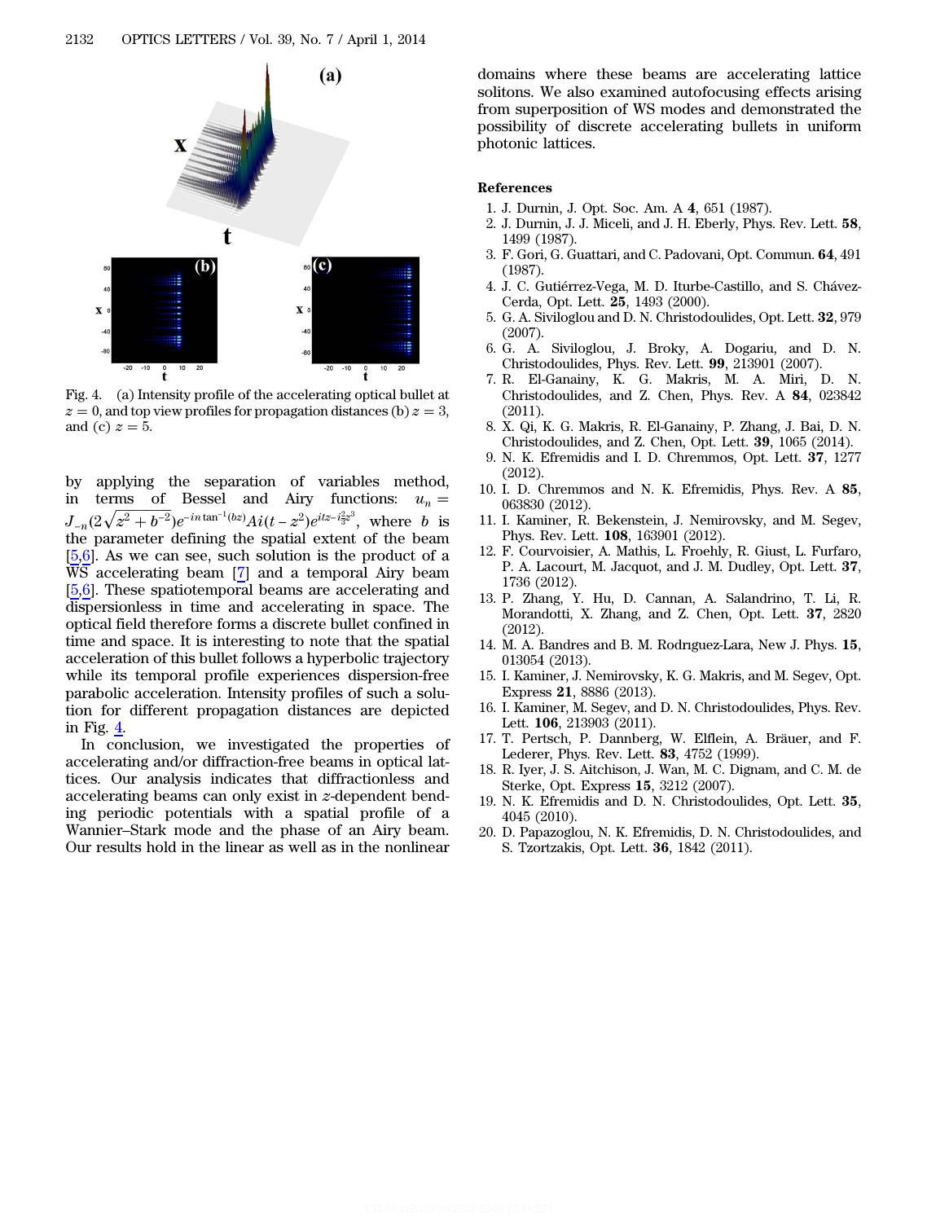(a)

x

t

(b)

80

40

x 0

-40

-80

-20 -10 0 10 20

t

(c)

80

40

x 0

-40

-80

-20 -10 0 10 20

t

Fig. 4. (a) Intensity profile of the accelerating optical bullet at $z = 0$, and top view profiles for propagation distances (b) $z = 3$, and (c) $z = 5$.

by applying the separation of variables method, in terms of Bessel and Airy functions: $u_n = J_{-n}(2\sqrt{z^2+b^{-2}})e^{-in\tan^{-1}(bz)}Ai(t-z^2)e^{itz-i\frac{2}{3}z^3}$, where $b$ is the parameter defining the spatial extent of the beam [5,6]. As we can see, such solution is the product of a WS accelerating beam [7] and a temporal Airy beam [5,6]. These spatiotemporal beams are accelerating and dispersionless in time and accelerating in space. The optical field therefore forms a discrete bullet confined in time and space. It is interesting to note that the spatial acceleration of this bullet follows a hyperbolic trajectory while its temporal profile experiences dispersion-free parabolic acceleration. Intensity profiles of such a solution for different propagation distances are depicted in Fig. 4.

In conclusion, we investigated the properties of accelerating and/or diffraction-free beams in optical lattices. Our analysis indicates that diffractionless and accelerating beams can only exist in $z$-dependent bending periodic potentials with a spatial profile of a Wannier–Stark mode and the phase of an Airy beam. Our results hold in the linear as well as in the nonlinear domains where these beams are accelerating lattice solitons. We also examined autofocusing effects arising from superposition of WS modes and demonstrated the possibility of discrete accelerating bullets in uniform photonic lattices.

## References

1. J. Durnin, J. Opt. Soc. Am. A **4**, 651 (1987).
2. J. Durnin, J. J. Miceli, and J. H. Eberly, Phys. Rev. Lett. **58**, 1499 (1987).
3. F. Gori, G. Guattari, and C. Padovani, Opt. Commun. **64**, 491 (1987).
4. J. C. Gutiérrez-Vega, M. D. Iturbe-Castillo, and S. Chávez-Cerda, Opt. Lett. **25**, 1493 (2000).
5. G. A. Siviloglou and D. N. Christodoulides, Opt. Lett. **32**, 979 (2007).
6. G. A. Siviloglou, J. Broky, A. Dogariu, and D. N. Christodoulides, Phys. Rev. Lett. **99**, 213901 (2007).
7. R. El-Ganainy, K. G. Makris, M. A. Miri, D. N. Christodoulides, and Z. Chen, Phys. Rev. A **84**, 023842 (2011).
8. X. Qi, K. G. Makris, R. El-Ganainy, P. Zhang, J. Bai, D. N. Christodoulides, and Z. Chen, Opt. Lett. **39**, 1065 (2014).
9. N. K. Efremidis and I. D. Chremmos, Opt. Lett. **37**, 1277 (2012).
10. I. D. Chremmos and N. K. Efremidis, Phys. Rev. A **85**, 063830 (2012).
11. I. Kaminer, R. Bekenstein, J. Nemirovsky, and M. Segev, Phys. Rev. Lett. **108**, 163901 (2012).
12. F. Courvoisier, A. Mathis, L. Froehly, R. Giust, L. Furfaro, P. A. Lacourt, M. Jacquot, and J. M. Dudley, Opt. Lett. **37**, 1736 (2012).
13. P. Zhang, Y. Hu, D. Cannan, A. Salandrino, T. Li, R. Morandotti, X. Zhang, and Z. Chen, Opt. Lett. **37**, 2820 (2012).
14. M. A. Bandres and B. M. Rodrıguez-Lara, New J. Phys. **15**, 013054 (2013).
15. I. Kaminer, J. Nemirovsky, K. G. Makris, and M. Segev, Opt. Express **21**, 8886 (2013).
16. I. Kaminer, M. Segev, and D. N. Christodoulides, Phys. Rev. Lett. **106**, 213903 (2011).
17. T. Pertsch, P. Dannberg, W. Elflein, A. Bräuer, and F. Lederer, Phys. Rev. Lett. **83**, 4752 (1999).
18. R. Iyer, J. S. Aitchison, J. Wan, M. C. Dignam, and C. M. de Sterke, Opt. Express **15**, 3212 (2007).
19. N. K. Efremidis and D. N. Christodoulides, Opt. Lett. **35**, 4045 (2010).
20. D. Papazoglou, N. K. Efremidis, D. N. Christodoulides, and S. Tzortzakis, Opt. Lett. **36**, 1842 (2011).